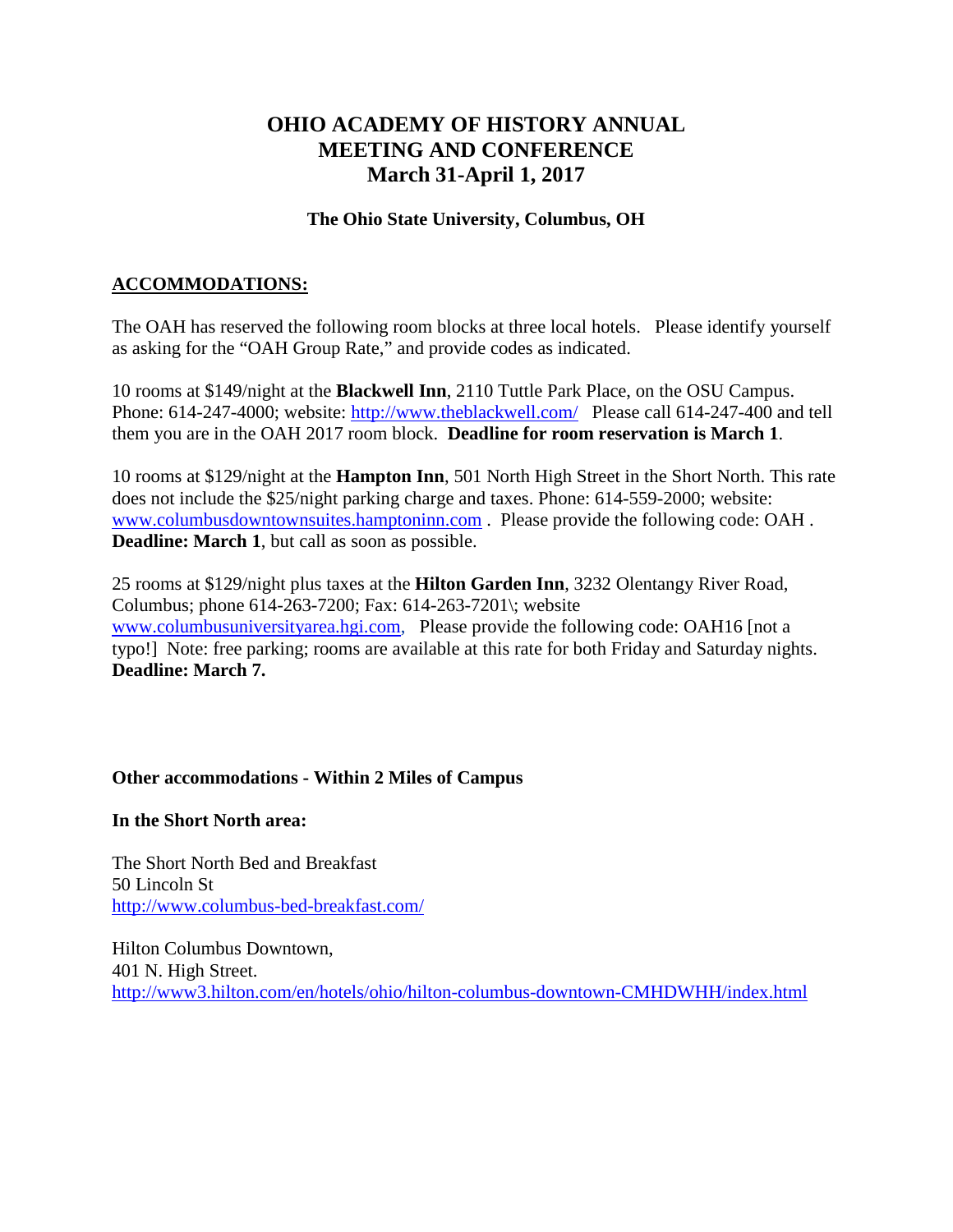# OHIO ACADEMY OF HISTORY ANNUAL MEETING AND CONFERENCE
# March 31-April 1, 2017

### The Ohio State University, Columbus, OH

## ACCOMMODATIONS:

The OAH has reserved the following room blocks at three local hotels. Please identify yourself as asking for the "OAH Group Rate," and provide codes as indicated.

10 rooms at $149/night at the **Blackwell Inn**, 2110 Tuttle Park Place, on the OSU Campus. Phone: 614-247-4000; website: http://www.theblackwell.com/ Please call 614-247-400 and tell them you are in the OAH 2017 room block. **Deadline for room reservation is March 1**.

10 rooms at $129/night at the **Hampton Inn**, 501 North High Street in the Short North. This rate does not include the $25/night parking charge and taxes. Phone: 614-559-2000; website: www.columbusdowntownsuites.hamptoninn.com . Please provide the following code: OAH . **Deadline: March 1**, but call as soon as possible.

25 rooms at $129/night plus taxes at the **Hilton Garden Inn**, 3232 Olentangy River Road, Columbus; phone 614-263-7200; Fax: 614-263-7201\; website www.columbusuniversityarea.hgi.com, Please provide the following code: OAH16 [not a typo!] Note: free parking; rooms are available at this rate for both Friday and Saturday nights. **Deadline: March 7.**

**Other accommodations - Within 2 Miles of Campus**

**In the Short North area:**

The Short North Bed and Breakfast
50 Lincoln St
http://www.columbus-bed-breakfast.com/

Hilton Columbus Downtown,
401 N. High Street.
http://www3.hilton.com/en/hotels/ohio/hilton-columbus-downtown-CMHDWHH/index.html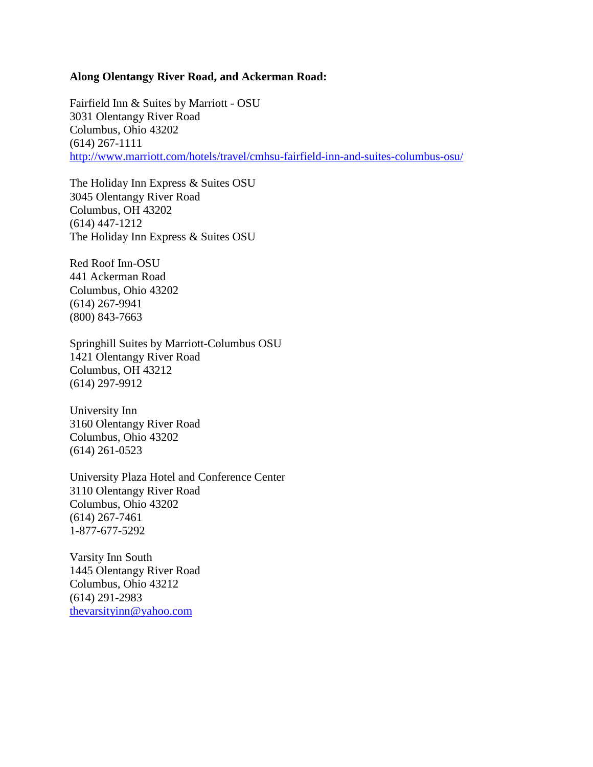**Along Olentangy River Road, and Ackerman Road:**

Fairfield Inn & Suites by Marriott - OSU
3031 Olentangy River Road
Columbus, Ohio 43202
(614) 267-1111
http://www.marriott.com/hotels/travel/cmhsu-fairfield-inn-and-suites-columbus-osu/

The Holiday Inn Express & Suites OSU
3045 Olentangy River Road
Columbus, OH 43202
(614) 447-1212
The Holiday Inn Express & Suites OSU

Red Roof Inn-OSU
441 Ackerman Road
Columbus, Ohio 43202
(614) 267-9941
(800) 843-7663

Springhill Suites by Marriott-Columbus OSU
1421 Olentangy River Road
Columbus, OH 43212
(614) 297-9912

University Inn
3160 Olentangy River Road
Columbus, Ohio 43202
(614) 261-0523

University Plaza Hotel and Conference Center
3110 Olentangy River Road
Columbus, Ohio 43202
(614) 267-7461
1-877-677-5292

Varsity Inn South
1445 Olentangy River Road
Columbus, Ohio 43212
(614) 291-2983
thevarsityinn@yahoo.com